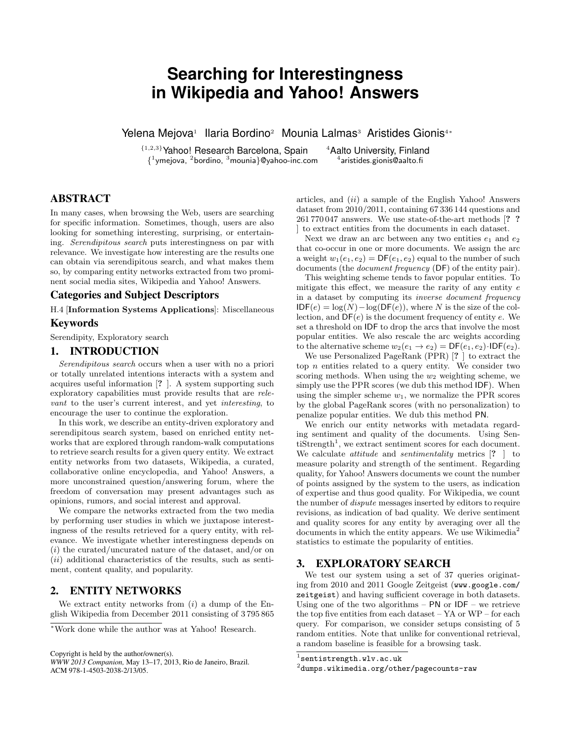# Searching for Interestingness in Wikipedia and Yahoo! Answers

Yelena Mejova[1] Ilaria Bordino[2] Mounia Lalmas[3] Aristides Gionis[4*]

[1,2,3]Yahoo! Research Barcelona, Spain [4]Aalto University, Finland
{[1]ymejova, [2]bordino, [3]mounia}@yahoo-inc.com [4]aristides.gionis@aalto.fi

## ABSTRACT

In many cases, when browsing the Web, users are searching for specific information. Sometimes, though, users are also looking for something interesting, surprising, or entertaining. *Serendipitous search* puts interestingness on par with relevance. We investigate how interesting are the results one can obtain via serendipitous search, and what makes them so, by comparing entity networks extracted from two prominent social media sites, Wikipedia and Yahoo! Answers.

### Categories and Subject Descriptors

H.4 [**Information Systems Applications**]: Miscellaneous

### Keywords

Serendipity, Exploratory search

## 1. INTRODUCTION

*Serendipitous search* occurs when a user with no a priori or totally unrelated intentions interacts with a system and acquires useful information [? ]. A system supporting such exploratory capabilities must provide results that are *relevant* to the user's current interest, and yet *interesting*, to encourage the user to continue the exploration.

In this work, we describe an entity-driven exploratory and serendipitous search system, based on enriched entity networks that are explored through random-walk computations to retrieve search results for a given query entity. We extract entity networks from two datasets, Wikipedia, a curated, collaborative online encyclopedia, and Yahoo! Answers, a more unconstrained question/answering forum, where the freedom of conversation may present advantages such as opinions, rumors, and social interest and approval.

We compare the networks extracted from the two media by performing user studies in which we juxtapose interestingness of the results retrieved for a query entity, with relevance. We investigate whether interestingness depends on (*i*) the curated/uncurated nature of the dataset, and/or on (*ii*) additional characteristics of the results, such as sentiment, content quality, and popularity.

## 2. ENTITY NETWORKS

We extract entity networks from (*i*) a dump of the English Wikipedia from December 2011 consisting of 3 795 865 articles, and (*ii*) a sample of the English Yahoo! Answers dataset from 2010/2011, containing 67 336 144 questions and 261 770 047 answers. We use state-of-the-art methods [? ? ] to extract entities from the documents in each dataset.

Next we draw an arc between any two entities $e_1$ and $e_2$ that co-occur in one or more documents. We assign the arc a weight $w_1(e_1, e_2) = \mathsf{DF}(e_1, e_2)$ equal to the number of such documents (the *document frequency* (DF) of the entity pair).

This weighting scheme tends to favor popular entities. To mitigate this effect, we measure the rarity of any entity $e$ in a dataset by computing its *inverse document frequency* $\mathsf{IDF}(e) = \log(N) - \log(\mathsf{DF}(e))$, where $N$ is the size of the collection, and $\mathsf{DF}(e)$ is the document frequency of entity $e$. We set a threshold on IDF to drop the arcs that involve the most popular entities. We also rescale the arc weights according to the alternative scheme $w_2(e_1 \rightarrow e_2) = \mathsf{DF}(e_1, e_2) \cdot \mathsf{IDF}(e_2)$.

We use Personalized PageRank (PPR) [? ] to extract the top $n$ entities related to a query entity. We consider two scoring methods. When using the $w_2$ weighting scheme, we simply use the PPR scores (we dub this method IDF). When using the simpler scheme $w_1$, we normalize the PPR scores by the global PageRank scores (with no personalization) to penalize popular entities. We dub this method PN.

We enrich our entity networks with metadata regarding sentiment and quality of the documents. Using SentiStrength[1], we extract sentiment scores for each document. We calculate *attitude* and *sentimentality* metrics [? ] to measure polarity and strength of the sentiment. Regarding quality, for Yahoo! Answers documents we count the number of points assigned by the system to the users, as indication of expertise and thus good quality. For Wikipedia, we count the number of *dispute* messages inserted by editors to require revisions, as indication of bad quality. We derive sentiment and quality scores for any entity by averaging over all the documents in which the entity appears. We use Wikimedia[2] statistics to estimate the popularity of entities.

## 3. EXPLORATORY SEARCH

We test our system using a set of 37 queries originating from 2010 and 2011 Google Zeitgeist (`www.google.com/zeitgeist`) and having sufficient coverage in both datasets. Using one of the two algorithms – PN or IDF – we retrieve the top five entities from each dataset – YA or WP – for each query. For comparison, we consider setups consisting of 5 random entities. Note that unlike for conventional retrieval, a random baseline is feasible for a browsing task.

*Work done while the author was at Yahoo! Research.

Copyright is held by the author/owner(s).
*WWW 2013 Companion,* May 13–17, 2013, Rio de Janeiro, Brazil.
ACM 978-1-4503-2038-2/13/05.

[1] `sentistrength.wlv.ac.uk`

[2] `dumps.wikimedia.org/other/pagecounts-raw`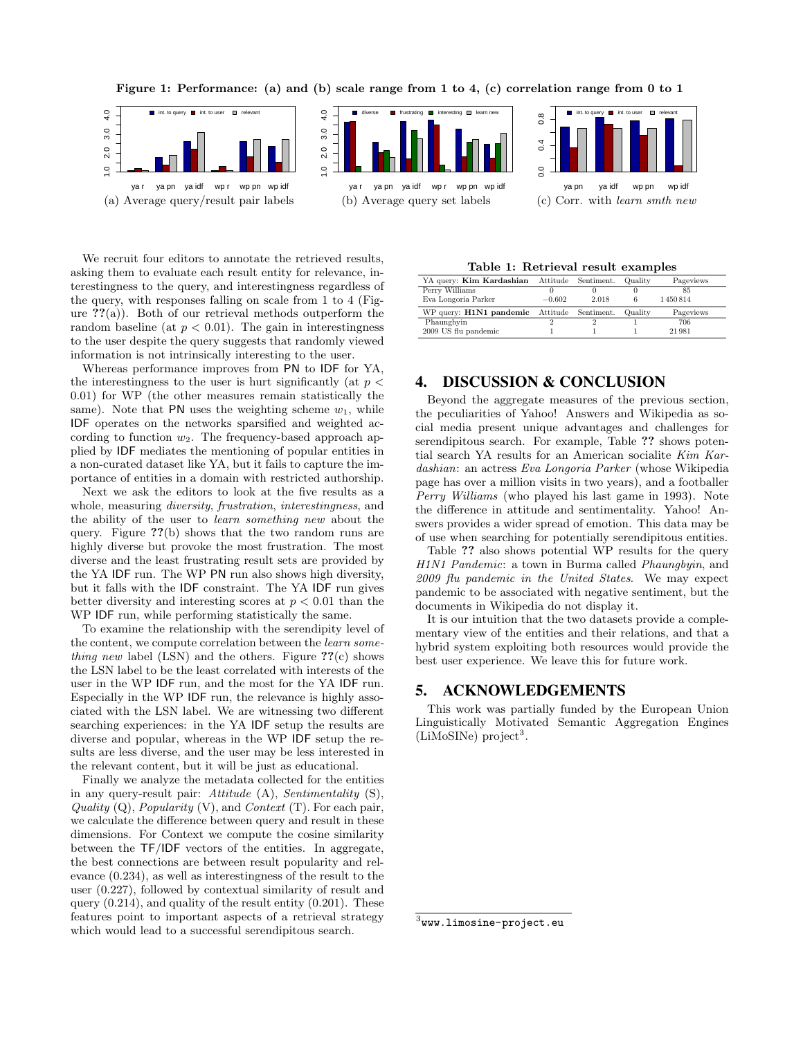**Figure 1: Performance: (a) and (b) scale range from 1 to 4, (c) correlation range from 0 to 1**

int. to query, int. to user, relevant

1.0 2.0 3.0 4.0

ya r ya pn ya idf wp r wp pn wp idf

(a) Average query/result pair labels

diverse, frustrating, interesting, learn new

1.0 2.0 3.0 4.0

ya r ya pn ya idf wp r wp pn wp idf

(b) Average query set labels

int. to query, int. to user, relevant

0.0 0.4 0.8

ya pn ya idf wp pn wp idf

(c) Corr. with *learn smth new*

We recruit four editors to annotate the retrieved results, asking them to evaluate each result entity for relevance, interestingness to the query, and interestingness regardless of the query, with responses falling on scale from 1 to 4 (Figure ??(a)). Both of our retrieval methods outperform the random baseline (at $p < 0.01$). The gain in interestingness to the user despite the query suggests that randomly viewed information is not intrinsically interesting to the user.

Whereas performance improves from PN to IDF for YA, the interestingness to the user is hurt significantly (at $p < 0.01$) for WP (the other measures remain statistically the same). Note that PN uses the weighting scheme $w_1$, while IDF operates on the networks sparsified and weighted according to function $w_2$. The frequency-based approach applied by IDF mediates the mentioning of popular entities in a non-curated dataset like YA, but it fails to capture the importance of entities in a domain with restricted authorship.

Next we ask the editors to look at the five results as a whole, measuring *diversity*, *frustration*, *interestingness*, and the ability of the user to *learn something new* about the query. Figure ??(b) shows that the two random runs are highly diverse but provoke the most frustration. The most diverse and the least frustrating result sets are provided by the YA IDF run. The WP PN run also shows high diversity, but it falls with the IDF constraint. The YA IDF run gives better diversity and interesting scores at $p < 0.01$ than the WP IDF run, while performing statistically the same.

To examine the relationship with the serendipity level of the content, we compute correlation between the *learn something new* label (LSN) and the others. Figure ??(c) shows the LSN label to be the least correlated with interests of the user in the WP IDF run, and the most for the YA IDF run. Especially in the WP IDF run, the relevance is highly associated with the LSN label. We are witnessing two different searching experiences: in the YA IDF setup the results are diverse and popular, whereas in the WP IDF setup the results are less diverse, and the user may be less interested in the relevant content, but it will be just as educational.

Finally we analyze the metadata collected for the entities in any query-result pair: *Attitude* (A), *Sentimentality* (S), *Quality* (Q), *Popularity* (V), and *Context* (T). For each pair, we calculate the difference between query and result in these dimensions. For Context we compute the cosine similarity between the TF/IDF vectors of the entities. In aggregate, the best connections are between result popularity and relevance (0.234), as well as interestingness of the result to the user (0.227), followed by contextual similarity of result and query (0.214), and quality of the result entity (0.201). These features point to important aspects of a retrieval strategy which would lead to a successful serendipitous search.

**Table 1: Retrieval result examples**

| YA query: **Kim Kardashian** | Attitude | Sentiment. | Quality | Pageviews |
|---|---|---|---|---|
| Perry Williams | 0 | 0 | 0 | 85 |
| Eva Longoria Parker | −0.602 | 2.018 | 6 | 1 450 814 |
| WP query: **H1N1 pandemic** | Attitude | Sentiment. | Quality | Pageviews |
| Phaungbyin | 2 | 2 | 1 | 706 |
| 2009 US flu pandemic | 1 | 1 | 1 | 21 981 |

## 4. DISCUSSION & CONCLUSION

Beyond the aggregate measures of the previous section, the peculiarities of Yahoo! Answers and Wikipedia as social media present unique advantages and challenges for serendipitous search. For example, Table ?? shows potential search YA results for an American socialite *Kim Kardashian*: an actress *Eva Longoria Parker* (whose Wikipedia page has over a million visits in two years), and a footballer *Perry Williams* (who played his last game in 1993). Note the difference in attitude and sentimentality. Yahoo! Answers provides a wider spread of emotion. This data may be of use when searching for potentially serendipitous entities.

Table ?? also shows potential WP results for the query *H1N1 Pandemic*: a town in Burma called *Phaungbyin*, and *2009 flu pandemic in the United States*. We may expect pandemic to be associated with negative sentiment, but the documents in Wikipedia do not display it.

It is our intuition that the two datasets provide a complementary view of the entities and their relations, and that a hybrid system exploiting both resources would provide the best user experience. We leave this for future work.

## 5. ACKNOWLEDGEMENTS

This work was partially funded by the European Union Linguistically Motivated Semantic Aggregation Engines (LiMoSINe) project[3].

[3] www.limosine-project.eu